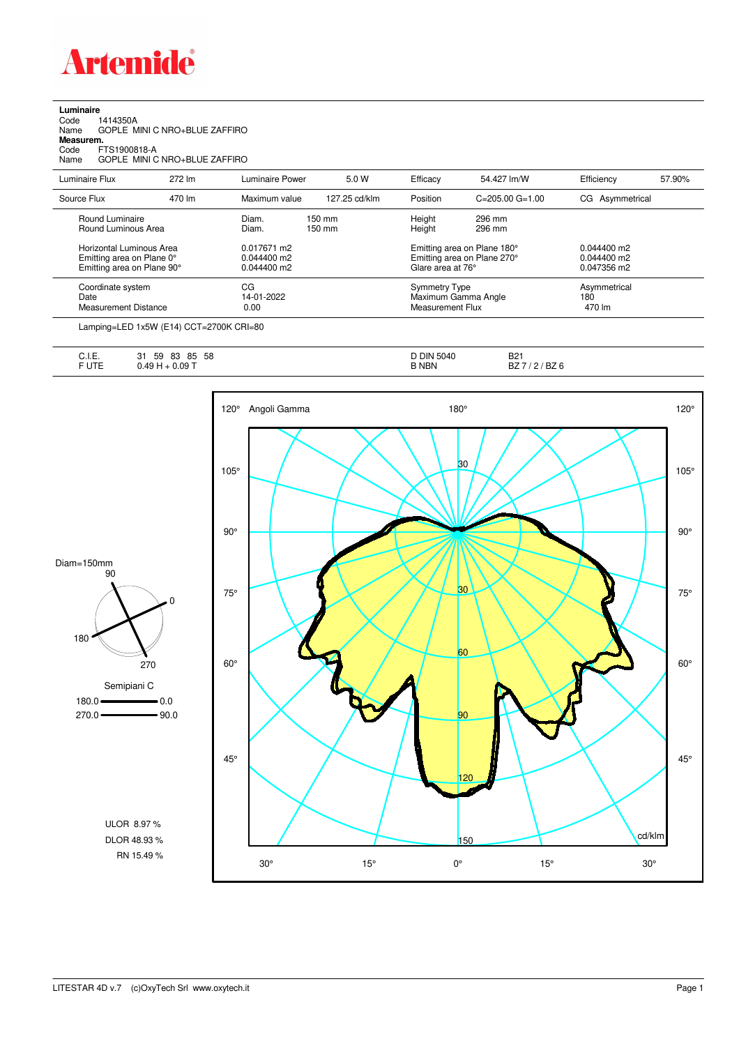# Artemide

**Luminaire**

Code 1414350A
Name GOPLE MINI C NRO+BLUE ZAFFIRO

**Measurem.**

Code FTS1900818-A
Name GOPLE MINI C NRO+BLUE ZAFFIRO

| Luminaire Flux | 272 lm | Luminaire Power | 5.0 W | Efficacy | 54.427 lm/W | Efficiency | 57.90% |
|---|---|---|---|---|---|---|---|
| Source Flux | 470 lm | Maximum value | 127.25 cd/klm | Position | C=205.00 G=1.00 | CG Asymmetrical | |

| | | | |
|---|---|---|---|
| Round Luminaire | Diam. 150 mm | Height 296 mm | |
| Round Luminous Area | Diam. 150 mm | Height 296 mm | |
| Horizontal Luminous Area | 0.017671 m2 | Emitting area on Plane 180° | 0.044400 m2 |
| Emitting area on Plane 0° | 0.044400 m2 | Emitting area on Plane 270° | 0.044400 m2 |
| Emitting area on Plane 90° | 0.044400 m2 | Glare area at 76° | 0.047356 m2 |
| Coordinate system | CG | Symmetry Type | Asymmetrical |
| Date | 14-01-2022 | Maximum Gamma Angle | 180 |
| Measurement Distance | 0.00 | Measurement Flux | 470 lm |

Lamping=LED 1x5W (E14) CCT=2700K CRI=80

| | | | |
|---|---|---|---|
| C.I.E. | 31 59 83 85 58 | D DIN 5040 | B21 |
| F UTE | 0.49 H + 0.09 T | B NBN | BZ 7 / 2 / BZ 6 |

Diam=150mm

Semipiani C

180.0 — 0.0

270.0 — 90.0

ULOR 8.97 %

DLOR 48.93 %

RN 15.49 %

Angoli Gamma — cd/klm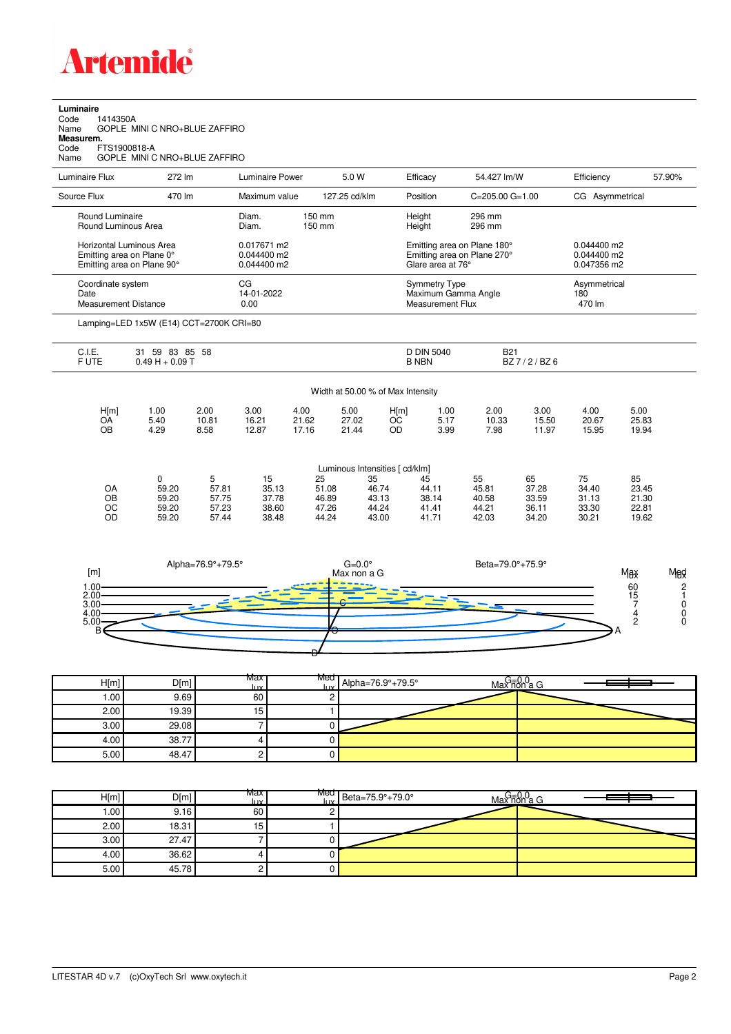**Artemide**

**Luminaire**
Code 1414350A
Name GOPLE MINI C NRO+BLUE ZAFFIRO
**Measurem.**
Code FTS1900818-A
Name GOPLE MINI C NRO+BLUE ZAFFIRO

| | | | | | | | |
|---|---|---|---|---|---|---|---|
| Luminaire Flux | 272 lm | Luminaire Power | 5.0 W | Efficacy | 54.427 lm/W | Efficiency | 57.90% |
| Source Flux | 470 lm | Maximum value | 127.25 cd/klm | Position | C=205.00 G=1.00 | CG | Asymmetrical |

| | | | | | |
|---|---|---|---|---|---|
| Round Luminaire | Diam. | 150 mm | Height | 296 mm | |
| Round Luminous Area | Diam. | 150 mm | Height | 296 mm | |
| Horizontal Luminous Area | 0.017671 m2 | | Emitting area on Plane 180° | | 0.044400 m2 |
| Emitting area on Plane 0° | 0.044400 m2 | | Emitting area on Plane 270° | | 0.044400 m2 |
| Emitting area on Plane 90° | 0.044400 m2 | | Glare area at 76° | | 0.047356 m2 |
| Coordinate system | CG | | Symmetry Type | | Asymmetrical |
| Date | 14-01-2022 | | Maximum Gamma Angle | | 180 |
| Measurement Distance | 0.00 | | Measurement Flux | | 470 lm |

Lamping=LED 1x5W (E14) CCT=2700K CRI=80

| | | | |
|---|---|---|---|
| C.I.E. | 31 59 83 85 58 | D DIN 5040 | B21 |
| F UTE | 0.49 H + 0.09 T | B NBN | BZ 7 / 2 / BZ 6 |

Width at 50.00 % of Max Intensity

| H[m] | 1.00 | 2.00 | 3.00 | 4.00 | 5.00 | H[m] | 1.00 | 2.00 | 3.00 | 4.00 | 5.00 |
|---|---|---|---|---|---|---|---|---|---|---|---|
| OA | 5.40 | 10.81 | 16.21 | 21.62 | 27.02 | OC | 5.17 | 10.33 | 15.50 | 20.67 | 25.83 |
| OB | 4.29 | 8.58 | 12.87 | 17.16 | 21.44 | OD | 3.99 | 7.98 | 11.97 | 15.95 | 19.94 |

Luminous Intensities [ cd/klm]

| | 0 | 5 | 15 | 25 | 35 | 45 | 55 | 65 | 75 | 85 |
|---|---|---|---|---|---|---|---|---|---|---|
| OA | 59.20 | 57.81 | 35.13 | 51.08 | 46.74 | 44.11 | 45.81 | 37.28 | 34.40 | 23.45 |
| OB | 59.20 | 57.75 | 37.78 | 46.89 | 43.13 | 38.14 | 40.58 | 33.59 | 31.13 | 21.30 |
| OC | 59.20 | 57.23 | 38.60 | 47.26 | 44.24 | 41.41 | 44.21 | 36.11 | 33.30 | 22.81 |
| OD | 59.20 | 57.44 | 38.48 | 44.24 | 43.00 | 41.71 | 42.03 | 34.20 | 30.21 | 19.62 |

Alpha=76.9°+79.5°
G=0.0°
Max non a G
Beta=79.0°+75.9°
[m]
1.00
2.00
3.00
4.00
5.00
B A C O D
Max lux: 60 15 7 4 2
Med lux: 2 1 0 0 0

| H[m] | D[m] | Max lux | Med lux | Alpha=76.9°+79.5° |
|---|---|---|---|---|
| 1.00 | 9.69 | 60 | 2 | |
| 2.00 | 19.39 | 15 | 1 | |
| 3.00 | 29.08 | 7 | 0 | |
| 4.00 | 38.77 | 4 | 0 | |
| 5.00 | 48.47 | 2 | 0 | |

G=0.0 Max non a G

| H[m] | D[m] | Max lux | Med lux | Beta=75.9°+79.0° |
|---|---|---|---|---|
| 1.00 | 9.16 | 60 | 2 | |
| 2.00 | 18.31 | 15 | 1 | |
| 3.00 | 27.47 | 7 | 0 | |
| 4.00 | 36.62 | 4 | 0 | |
| 5.00 | 45.78 | 2 | 0 | |

G=0.0 Max non a G

LITESTAR 4D v.7 (c)OxyTech Srl www.oxytech.it